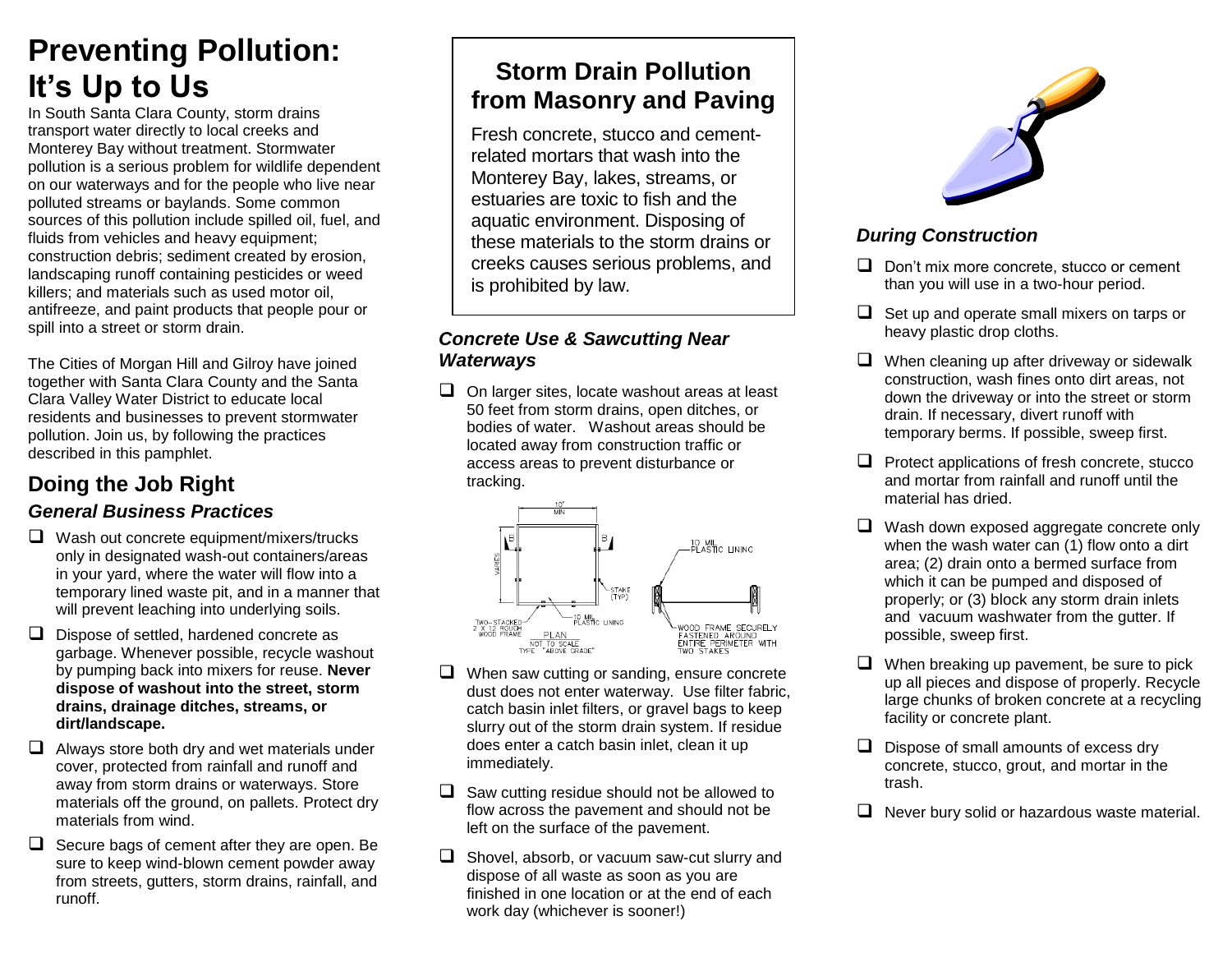# Preventing Pollution: It's Up to Us

In South Santa Clara County, storm drains transport water directly to local creeks and Monterey Bay without treatment. Stormwater pollution is a serious problem for wildlife dependent on our waterways and for the people who live near polluted streams or baylands. Some common sources of this pollution include spilled oil, fuel, and fluids from vehicles and heavy equipment; construction debris; sediment created by erosion, landscaping runoff containing pesticides or weed killers; and materials such as used motor oil, antifreeze, and paint products that people pour or spill into a street or storm drain.

The Cities of Morgan Hill and Gilroy have joined together with Santa Clara County and the Santa Clara Valley Water District to educate local residents and businesses to prevent stormwater pollution. Join us, by following the practices described in this pamphlet.

## Doing the Job Right

### *General Business Practices*

- Wash out concrete equipment/mixers/trucks only in designated wash-out containers/areas in your yard, where the water will flow into a temporary lined waste pit, and in a manner that will prevent leaching into underlying soils.
- Dispose of settled, hardened concrete as garbage. Whenever possible, recycle washout by pumping back into mixers for reuse. **Never dispose of washout into the street, storm drains, drainage ditches, streams, or dirt/landscape.**
- Always store both dry and wet materials under cover, protected from rainfall and runoff and away from storm drains or waterways. Store materials off the ground, on pallets. Protect dry materials from wind.
- Secure bags of cement after they are open. Be sure to keep wind-blown cement powder away from streets, gutters, storm drains, rainfall, and runoff.

## Storm Drain Pollution from Masonry and Paving

Fresh concrete, stucco and cement-related mortars that wash into the Monterey Bay, lakes, streams, or estuaries are toxic to fish and the aquatic environment. Disposing of these materials to the storm drains or creeks causes serious problems, and is prohibited by law.

### *Concrete Use & Sawcutting Near Waterways*

- On larger sites, locate washout areas at least 50 feet from storm drains, open ditches, or bodies of water. Washout areas should be located away from construction traffic or access areas to prevent disturbance or tracking.

10' MIN; VARIES; B; STAKE (TYP); TWO-STACKED 2 X 12 ROUGH WOOD FRAME; 10 MIL PLASTIC LINING; PLAN NOT TO SCALE; TYPE "ABOVE GRADE"; 10 MIL PLASTIC LINING; WOOD FRAME SECURELY FASTENED AROUND ENTIRE PERIMETER WITH TWO STAKES

- When saw cutting or sanding, ensure concrete dust does not enter waterway. Use filter fabric, catch basin inlet filters, or gravel bags to keep slurry out of the storm drain system. If residue does enter a catch basin inlet, clean it up immediately.
- Saw cutting residue should not be allowed to flow across the pavement and should not be left on the surface of the pavement.
- Shovel, absorb, or vacuum saw-cut slurry and dispose of all waste as soon as you are finished in one location or at the end of each work day (whichever is sooner!)

### *During Construction*

- Don't mix more concrete, stucco or cement than you will use in a two-hour period.
- Set up and operate small mixers on tarps or heavy plastic drop cloths.
- When cleaning up after driveway or sidewalk construction, wash fines onto dirt areas, not down the driveway or into the street or storm drain. If necessary, divert runoff with temporary berms. If possible, sweep first.
- Protect applications of fresh concrete, stucco and mortar from rainfall and runoff until the material has dried.
- Wash down exposed aggregate concrete only when the wash water can (1) flow onto a dirt area; (2) drain onto a bermed surface from which it can be pumped and disposed of properly; or (3) block any storm drain inlets and vacuum washwater from the gutter. If possible, sweep first.
- When breaking up pavement, be sure to pick up all pieces and dispose of properly. Recycle large chunks of broken concrete at a recycling facility or concrete plant.
- Dispose of small amounts of excess dry concrete, stucco, grout, and mortar in the trash.
- Never bury solid or hazardous waste material.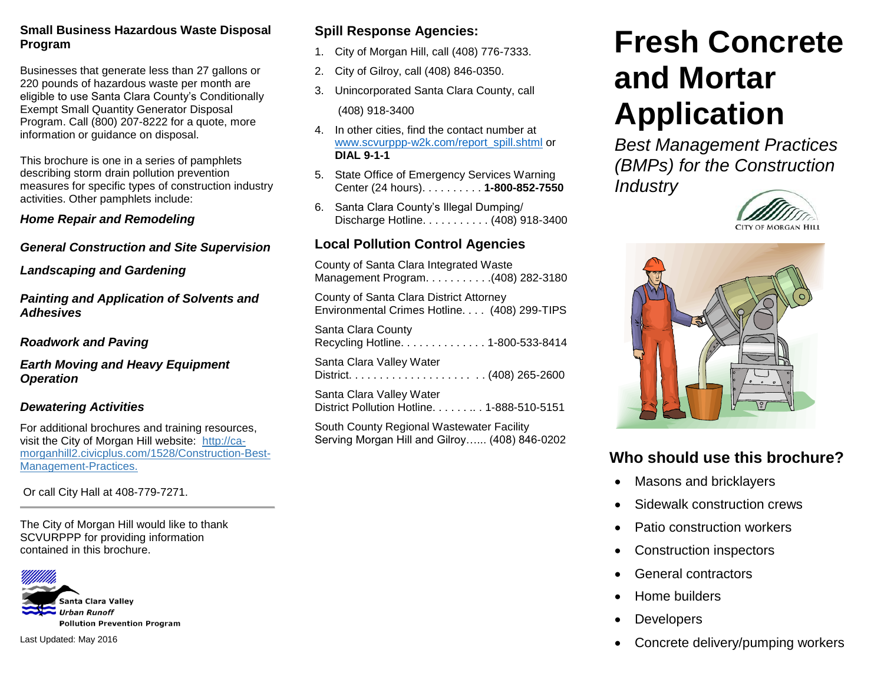**Small Business Hazardous Waste Disposal Program**

Businesses that generate less than 27 gallons or 220 pounds of hazardous waste per month are eligible to use Santa Clara County's Conditionally Exempt Small Quantity Generator Disposal Program. Call (800) 207-8222 for a quote, more information or guidance on disposal.

This brochure is one in a series of pamphlets describing storm drain pollution prevention measures for specific types of construction industry activities. Other pamphlets include:

***Home Repair and Remodeling***

***General Construction and Site Supervision***

***Landscaping and Gardening***

***Painting and Application of Solvents and Adhesives***

***Roadwork and Paving***

***Earth Moving and Heavy Equipment Operation***

***Dewatering Activities***

For additional brochures and training resources, visit the City of Morgan Hill website: http://ca-morganhill2.civicplus.com/1528/Construction-Best-Management-Practices.

Or call City Hall at 408-779-7271.

The City of Morgan Hill would like to thank SCVURPPP for providing information contained in this brochure.

Santa Clara Valley *Urban Runoff* Pollution Prevention Program

Last Updated: May 2016

## Spill Response Agencies:

1. City of Morgan Hill, call (408) 776-7333.
2. City of Gilroy, call (408) 846-0350.
3. Unincorporated Santa Clara County, call (408) 918-3400
4. In other cities, find the contact number at www.scvurppp-w2k.com/report_spill.shtml or **DIAL 9-1-1**
5. State Office of Emergency Services Warning Center (24 hours). . . . . . . . . . **1-800-852-7550**
6. Santa Clara County's Illegal Dumping/ Discharge Hotline. . . . . . . . . . . (408) 918-3400

## Local Pollution Control Agencies

County of Santa Clara Integrated Waste Management Program. . . . . . . . . . .(408) 282-3180

County of Santa Clara District Attorney Environmental Crimes Hotline. . . . (408) 299-TIPS

Santa Clara County Recycling Hotline. . . . . . . . . . . . . . 1-800-533-8414

Santa Clara Valley Water District. . . . . . . . . . . . . . . . . . . . . . . (408) 265-2600

Santa Clara Valley Water District Pollution Hotline. . . . . . . .. . 1-888-510-5151

South County Regional Wastewater Facility Serving Morgan Hill and Gilroy…... (408) 846-0202

# Fresh Concrete and Mortar Application

*Best Management Practices (BMPs) for the Construction Industry*

CITY OF MORGAN HILL

## Who should use this brochure?

- Masons and bricklayers
- Sidewalk construction crews
- Patio construction workers
- Construction inspectors
- General contractors
- Home builders
- Developers
- Concrete delivery/pumping workers